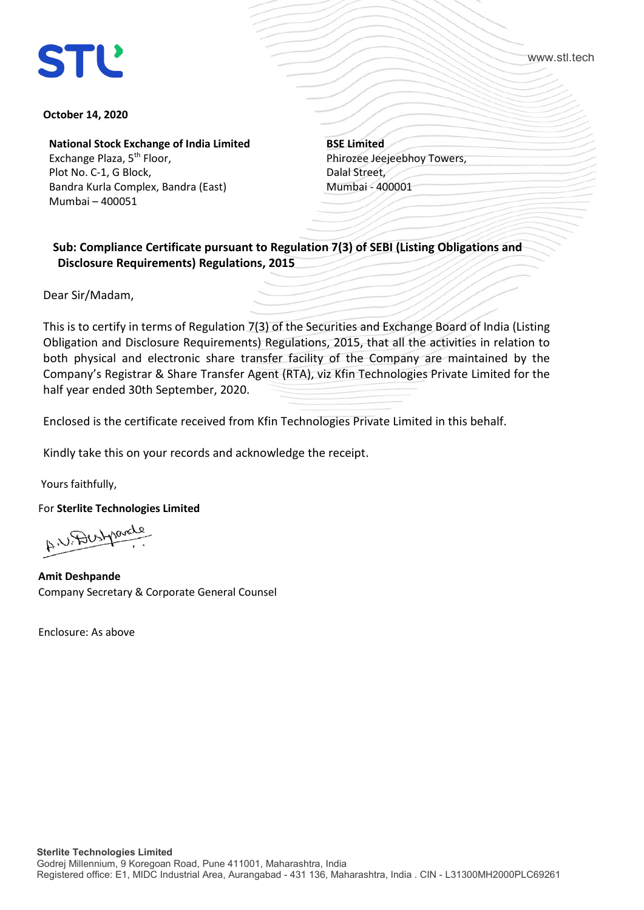STL

www.stl.tech

**October 14, 2020**

**National Stock Exchange of India Limited**
Exchange Plaza, 5th Floor,
Plot No. C-1, G Block,
Bandra Kurla Complex, Bandra (East)
Mumbai – 400051

**BSE Limited**
Phirozee Jeejeebhoy Towers,
Dalal Street,
Mumbai - 400001

**Sub: Compliance Certificate pursuant to Regulation 7(3) of SEBI (Listing Obligations and Disclosure Requirements) Regulations, 2015**

Dear Sir/Madam,

This is to certify in terms of Regulation 7(3) of the Securities and Exchange Board of India (Listing Obligation and Disclosure Requirements) Regulations, 2015, that all the activities in relation to both physical and electronic share transfer facility of the Company are maintained by the Company's Registrar & Share Transfer Agent (RTA), viz Kfin Technologies Private Limited for the half year ended 30th September, 2020.

Enclosed is the certificate received from Kfin Technologies Private Limited in this behalf.

Kindly take this on your records and acknowledge the receipt.

Yours faithfully,

For **Sterlite Technologies Limited**

**Amit Deshpande**
Company Secretary & Corporate General Counsel

Enclosure: As above

**Sterlite Technologies Limited**
Godrej Millennium, 9 Koregoan Road, Pune 411001, Maharashtra, India
Registered office: E1, MIDC Industrial Area, Aurangabad - 431 136, Maharashtra, India . CIN - L31300MH2000PLC69261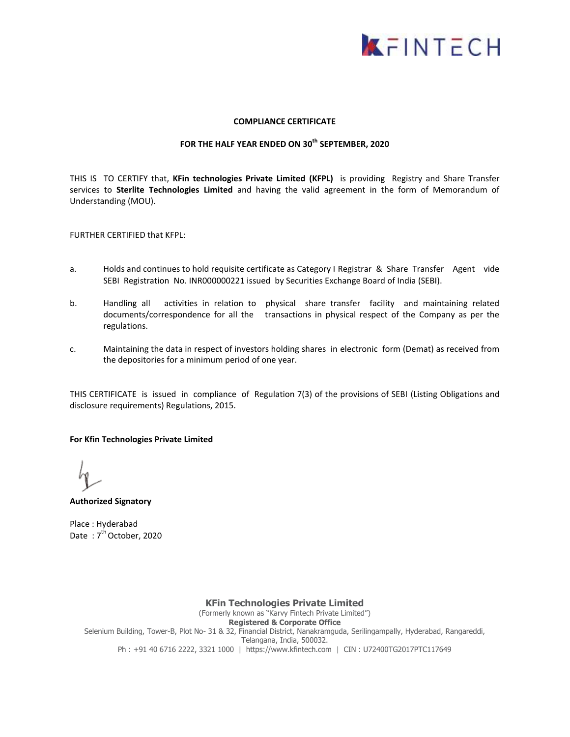## COMPLIANCE CERTIFICATE

## FOR THE HALF YEAR ENDED ON 30th SEPTEMBER, 2020

THIS IS TO CERTIFY that, **KFin technologies Private Limited (KFPL)** is providing Registry and Share Transfer services to **Sterlite Technologies Limited** and having the valid agreement in the form of Memorandum of Understanding (MOU).

FURTHER CERTIFIED that KFPL:

a. Holds and continues to hold requisite certificate as Category I Registrar & Share Transfer Agent vide SEBI Registration No. INR000000221 issued by Securities Exchange Board of India (SEBI).

b. Handling all activities in relation to physical share transfer facility and maintaining related documents/correspondence for all the transactions in physical respect of the Company as per the regulations.

c. Maintaining the data in respect of investors holding shares in electronic form (Demat) as received from the depositories for a minimum period of one year.

THIS CERTIFICATE is issued in compliance of Regulation 7(3) of the provisions of SEBI (Listing Obligations and disclosure requirements) Regulations, 2015.

**For Kfin Technologies Private Limited**

**Authorized Signatory**

Place : Hyderabad
Date : 7th October, 2020

**KFin Technologies Private Limited**
(Formerly known as "Karvy Fintech Private Limited")
**Registered & Corporate Office**
Selenium Building, Tower-B, Plot No- 31 & 32, Financial District, Nanakramguda, Serilingampally, Hyderabad, Rangareddi, Telangana, India, 500032.
Ph : +91 40 6716 2222, 3321 1000 | https://www.kfintech.com | CIN : U72400TG2017PTC117649